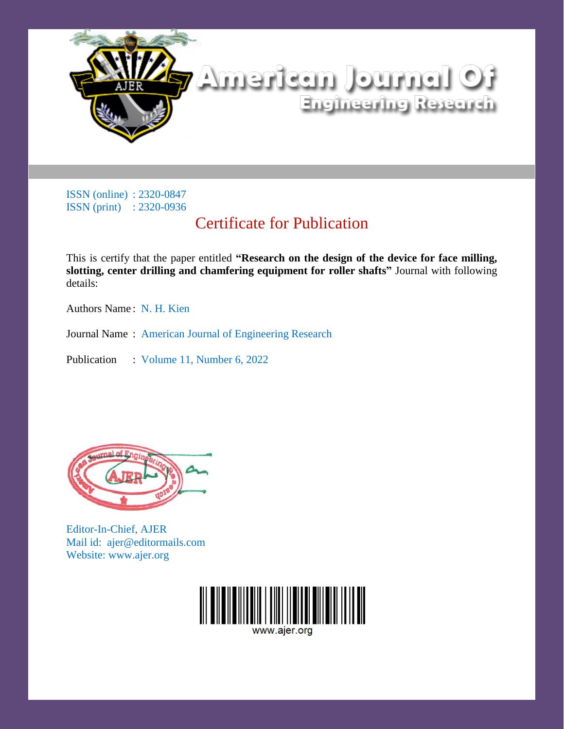# American Journal Of Engineering Research

ISSN (online) : 2320-0847
ISSN (print) : 2320-0936

## Certificate for Publication

This is certify that the paper entitled **"Research on the design of the device for face milling, slotting, center drilling and chamfering equipment for roller shafts"** Journal with following details:

Authors Name : N. H. Kien

Journal Name : American Journal of Engineering Research

Publication : Volume 11, Number 6, 2022

Editor-In-Chief, AJER
Mail id: ajer@editormails.com
Website: www.ajer.org

www.ajer.org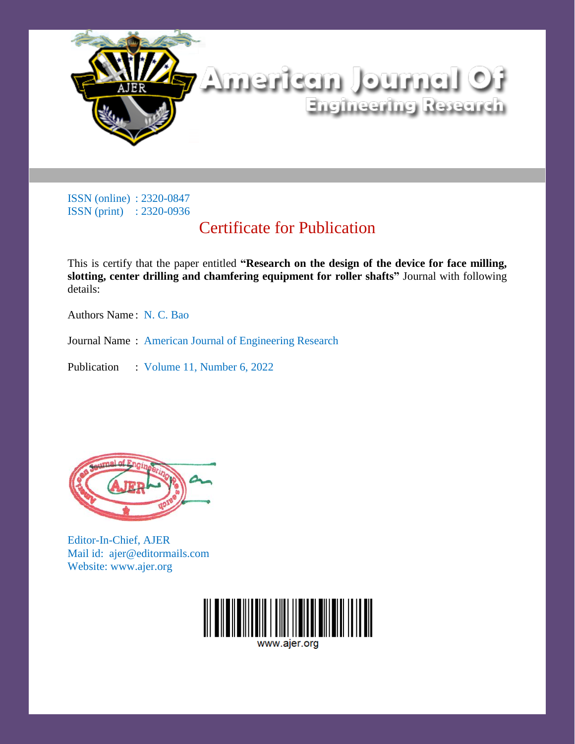# American Journal Of Engineering Research

ISSN (online) : 2320-0847
ISSN (print) : 2320-0936

## Certificate for Publication

This is certify that the paper entitled **"Research on the design of the device for face milling, slotting, center drilling and chamfering equipment for roller shafts"** Journal with following details:

Authors Name : N. C. Bao

Journal Name : American Journal of Engineering Research

Publication : Volume 11, Number 6, 2022

Editor-In-Chief, AJER
Mail id: ajer@editormails.com
Website: www.ajer.org

www.ajer.org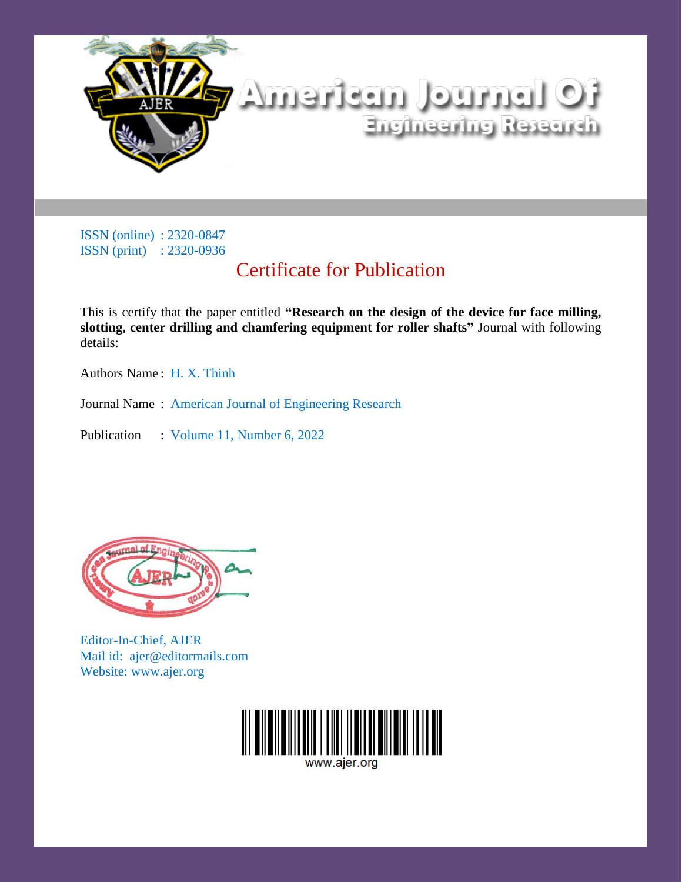# American Journal Of Engineering Research

ISSN (online) : 2320-0847
ISSN (print) : 2320-0936

## Certificate for Publication

This is certify that the paper entitled **"Research on the design of the device for face milling, slotting, center drilling and chamfering equipment for roller shafts"** Journal with following details:

Authors Name : H. X. Thinh

Journal Name : American Journal of Engineering Research

Publication : Volume 11, Number 6, 2022

Editor-In-Chief, AJER
Mail id: ajer@editormails.com
Website: www.ajer.org

www.ajer.org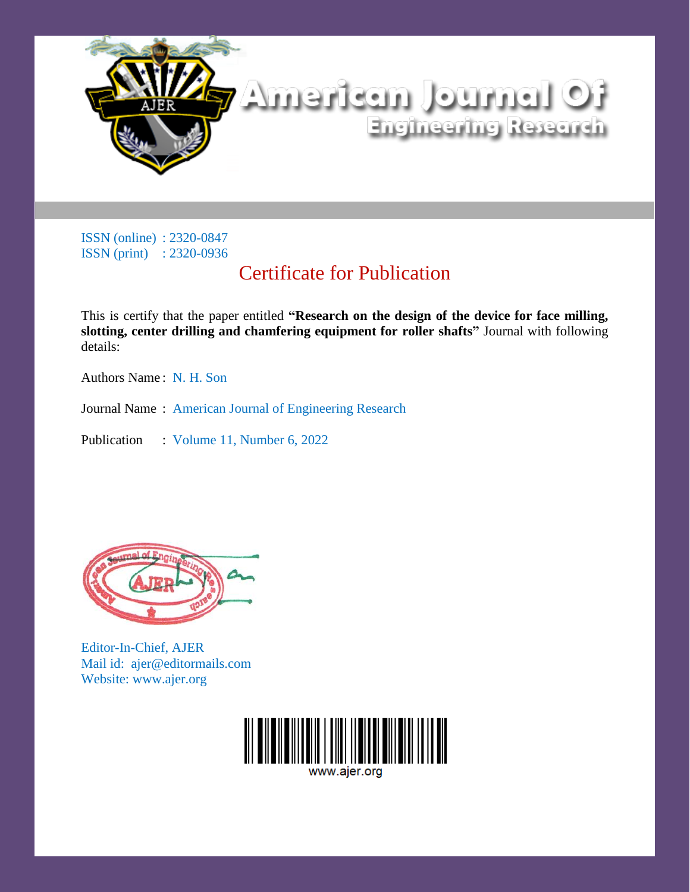# American Journal Of Engineering Research

ISSN (online) : 2320-0847
ISSN (print) : 2320-0936

## Certificate for Publication

This is certify that the paper entitled **"Research on the design of the device for face milling, slotting, center drilling and chamfering equipment for roller shafts"** Journal with following details:

Authors Name : N. H. Son

Journal Name : American Journal of Engineering Research

Publication : Volume 11, Number 6, 2022

Editor-In-Chief, AJER
Mail id: ajer@editormails.com
Website: www.ajer.org

www.ajer.org